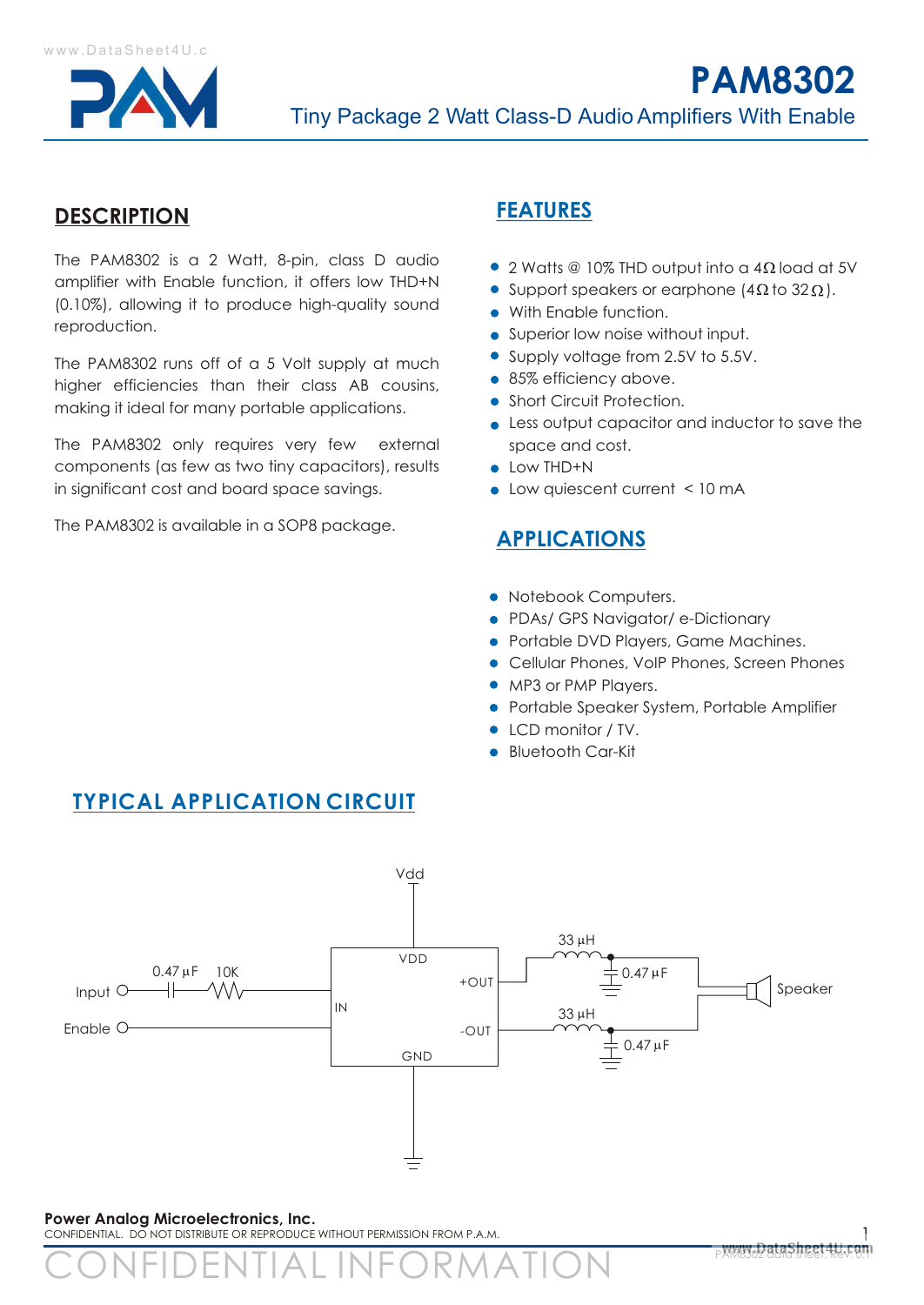# PAM8302

Tiny Package 2 Watt Class-D Audio Amplifiers With Enable

## DESCRIPTION

The PAM8302 is a 2 Watt, 8-pin, class D audio amplifier with Enable function, it offers low THD+N (0.10%), allowing it to produce high-quality sound reproduction.

The PAM8302 runs off of a 5 Volt supply at much higher efficiencies than their class AB cousins, making it ideal for many portable applications.

The PAM8302 only requires very few external components (as few as two tiny capacitors), results in significant cost and board space savings.

The PAM8302 is available in a SOP8 package.

## FEATURES

- 2 Watts @ 10% THD output into a 4Ω load at 5V
- Support speakers or earphone (4Ω to 32Ω).
- With Enable function.
- Superior low noise without input.
- Supply voltage from 2.5V to 5.5V.
- 85% efficiency above.
- Short Circuit Protection.
- Less output capacitor and inductor to save the space and cost.
- Low THD+N
- Low quiescent current < 10 mA

## APPLICATIONS

- Notebook Computers.
- PDAs/ GPS Navigator/ e-Dictionary
- Portable DVD Players, Game Machines.
- Cellular Phones, VoIP Phones, Screen Phones
- MP3 or PMP Players.
- Portable Speaker System, Portable Amplifier
- LCD monitor / TV.
- Bluetooth Car-Kit

## TYPICAL APPLICATION CIRCUIT

Power Analog Microelectronics, Inc.
CONFIDENTIAL. DO NOT DISTRIBUTE OR REPRODUCE WITHOUT PERMISSION FROM P.A.M.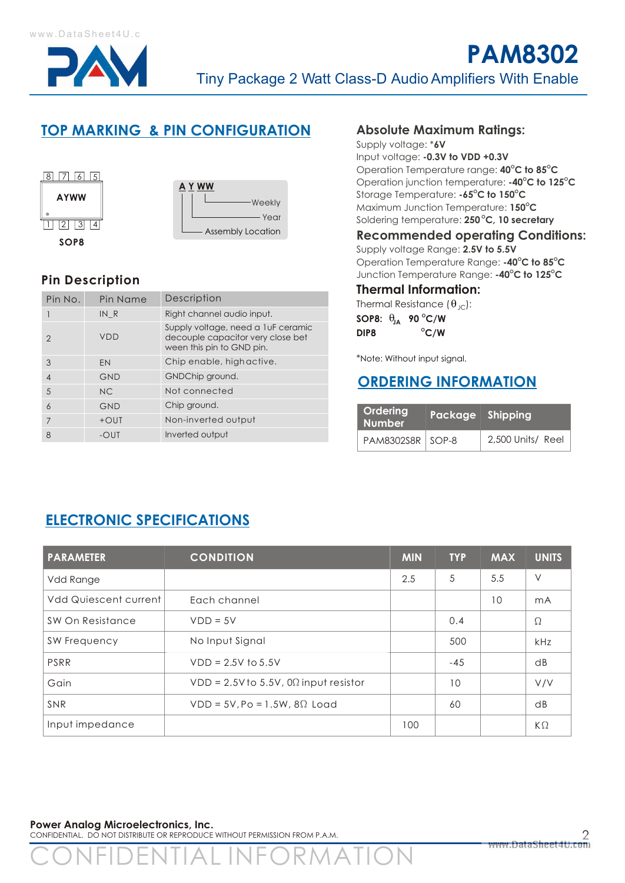# PAM8302

Tiny Package 2 Watt Class-D Audio Amplifiers With Enable

## TOP MARKING & PIN CONFIGURATION

8 7 6 5

AYWW

1 2 3 4

SOP8

A Y WW
- Weekly
- Year
- Assembly Location

## Pin Description

| Pin No. | Pin Name | Description |
|---|---|---|
| 1 | IN_R | Right channel audio input. |
| 2 | VDD | Supply voltage, need a 1uF ceramic decouple capacitor very close bet ween this pin to GND pin. |
| 3 | EN | Chip enable, highactive. |
| 4 | GND | GNDChip ground. |
| 5 | NC | Not connected |
| 6 | GND | Chip ground. |
| 7 | +OUT | Non-inverted output |
| 8 | -OUT | Inverted output |

## Absolute Maximum Ratings:

Supply voltage: ***6V**
Input voltage: **-0.3V to VDD +0.3V**
Operation Temperature range: **40°C to 85°C**
Operation junction temperature: **-40°C to 125°C**
Storage Temperature: **-65°C to 150°C**
Maximum Junction Temperature: **150°C**
Soldering temperature: **250 °C, 10 secretary**

## Recommended operating Conditions:

Supply voltage Range: **2.5V to 5.5V**
Operation Temperature Range: **-40°C to 85°C**
Junction Temperature Range: **-40°C to 125°C**

## Thermal Information:

Thermal Resistance ($\theta_{JC}$):
**SOP8:** $\theta_{JA}$ **90 °C/W**
**DIP8** **°C/W**

*Note: Without input signal.

## ORDERING INFORMATION

| Ordering Number | Package | Shipping |
|---|---|---|
| PAM8302S8R | SOP-8 | 2,500 Units/ Reel |

## ELECTRONIC SPECIFICATIONS

| PARAMETER | CONDITION | MIN | TYP | MAX | UNITS |
|---|---|---|---|---|---|
| Vdd Range | | 2.5 | 5 | 5.5 | V |
| Vdd Quiescent current | Each channel | | | 10 | mA |
| SW On Resistance | VDD = 5V | | 0.4 | | Ω |
| SW Frequency | No Input Signal | | 500 | | kHz |
| PSRR | VDD = 2.5V to 5.5V | | -45 | | dB |
| Gain | VDD = 2.5V to 5.5V, 0Ω input resistor | | 10 | | V/V |
| SNR | VDD = 5V, Po = 1.5W, 8Ω Load | | 60 | | dB |
| Input impedance | | 100 | | | KΩ |

**Power Analog Microelectronics, Inc.**
CONFIDENTIAL. DO NOT DISTRIBUTE OR REPRODUCE WITHOUT PERMISSION FROM P.A.M.

CONFIDENTIAL INFORMATION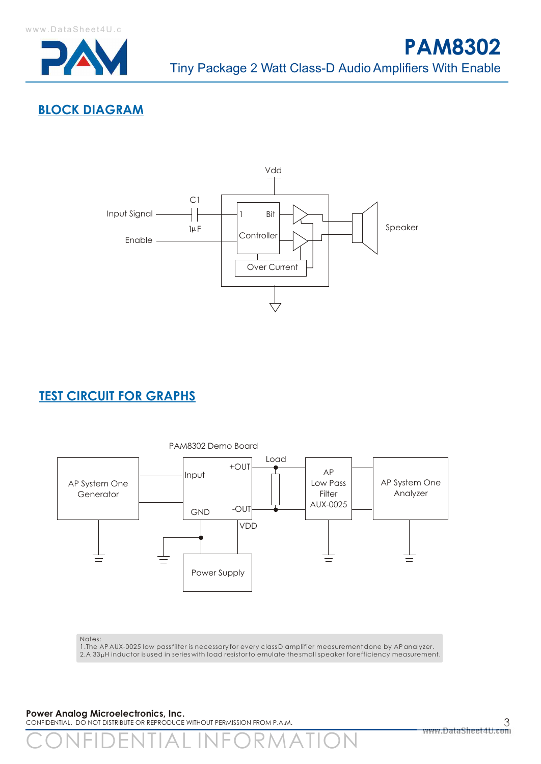## BLOCK DIAGRAM

Vdd

C1

Input Signal

1μF

Enable

1 Bit

Controller

Over Current

Speaker

## TEST CIRCUIT FOR GRAPHS

PAM8302 Demo Board

AP System One Generator

Input

+OUT

-OUT

GND

VDD

Load

AP Low Pass Filter AUX-0025

AP System One Analyzer

Power Supply

Notes:
1.The AP AUX-0025 low pass filter is necessary for every class D amplifier measurement done by AP analyzer.
2.A 33μH inductor is used in series with load resistor to emulate the small speaker for efficiency measurement.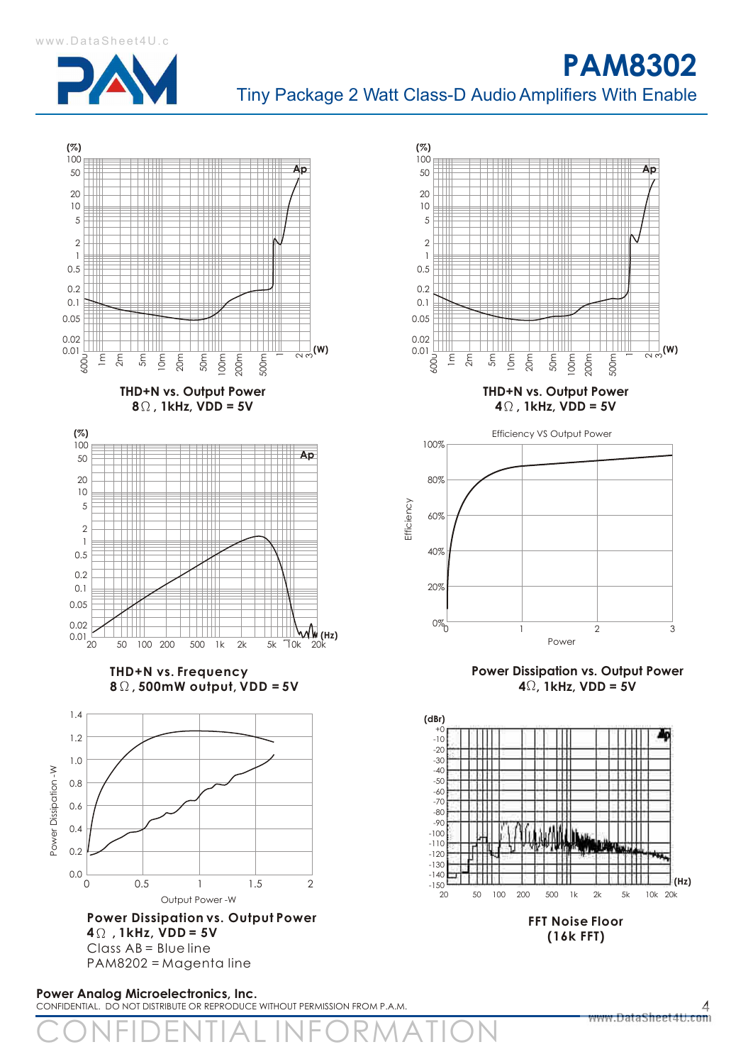THD+N vs. Output Power
8Ω , 1kHz, VDD = 5V

THD+N vs. Output Power
4Ω , 1kHz, VDD = 5V

THD+N vs. Frequency
8Ω , 500mW output, VDD = 5V

Power Dissipation vs. Output Power
4Ω, 1kHz, VDD = 5V

Power Dissipation vs. Output Power
4Ω , 1kHz, VDD = 5V
Class AB = Blue line
PAM8202 = Magenta line

FFT Noise Floor
(16k FFT)

**Power Analog Microelectronics, Inc.**
CONFIDENTIAL. DO NOT DISTRIBUTE OR REPRODUCE WITHOUT PERMISSION FROM P.A.M.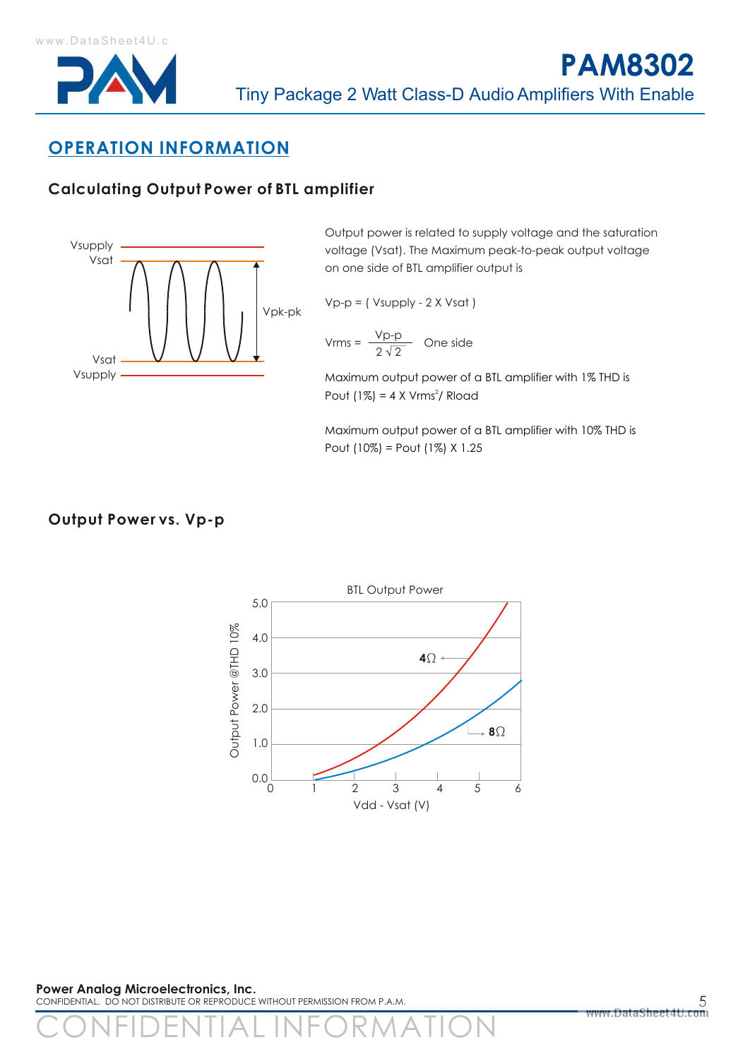## OPERATION INFORMATION

### Calculating Output Power of BTL amplifier

Output power is related to supply voltage and the saturation voltage (Vsat). The Maximum peak-to-peak output voltage on one side of BTL amplifier output is

Vp-p = ( Vsupply - 2 X Vsat )

$$V_{rms} = \frac{V_{p\text{-}p}}{2\sqrt{2}} \quad \text{One side}$$

Maximum output power of a BTL amplifier with 1% THD is
Pout (1%) = 4 X $Vrms^2$/ Rload

Maximum output power of a BTL amplifier with 10% THD is
Pout (10%) = Pout (1%) X 1.25

### Output Power vs. Vp-p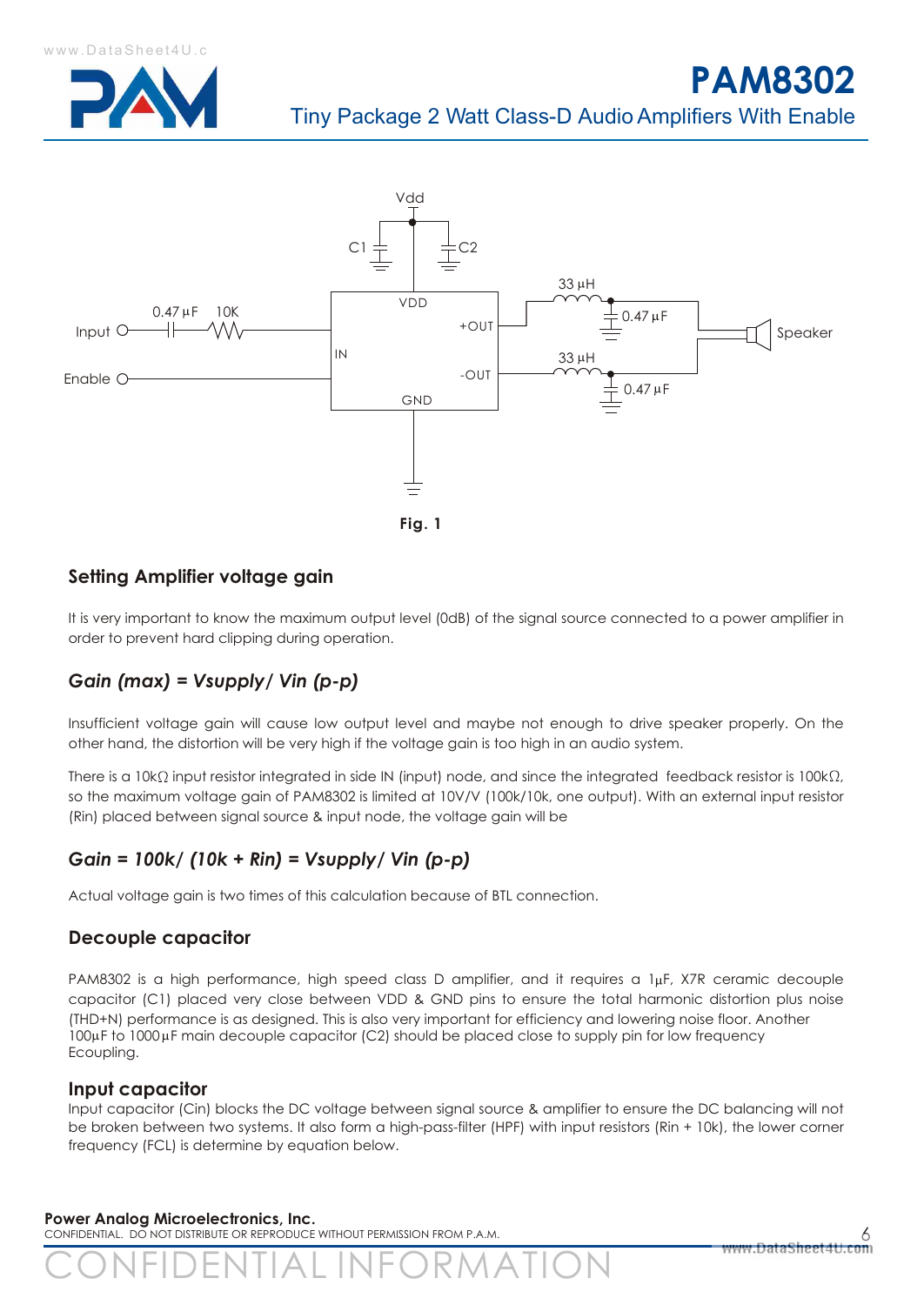Fig. 1

## Setting Amplifier voltage gain

It is very important to know the maximum output level (0dB) of the signal source connected to a power amplifier in order to prevent hard clipping during operation.

### *Gain (max) = Vsupply/ Vin (p-p)*

Insufficient voltage gain will cause low output level and maybe not enough to drive speaker properly. On the other hand, the distortion will be very high if the voltage gain is too high in an audio system.

There is a 10kΩ input resistor integrated in side IN (input) node, and since the integrated feedback resistor is 100kΩ, so the maximum voltage gain of PAM8302 is limited at 10V/V (100k/10k, one output). With an external input resistor (Rin) placed between signal source & input node, the voltage gain will be

### *Gain = 100k/ (10k + Rin) = Vsupply/ Vin (p-p)*

Actual voltage gain is two times of this calculation because of BTL connection.

## Decouple capacitor

PAM8302 is a high performance, high speed class D amplifier, and it requires a 1μF, X7R ceramic decouple capacitor (C1) placed very close between VDD & GND pins to ensure the total harmonic distortion plus noise (THD+N) performance is as designed. This is also very important for efficiency and lowering noise floor. Another 100μF to 1000μF main decouple capacitor (C2) should be placed close to supply pin for low frequency Ecoupling.

## Input capacitor

Input capacitor (Cin) blocks the DC voltage between signal source & amplifier to ensure the DC balancing will not be broken between two systems. It also form a high-pass-filter (HPF) with input resistors (Rin + 10k), the lower corner frequency (FCL) is determine by equation below.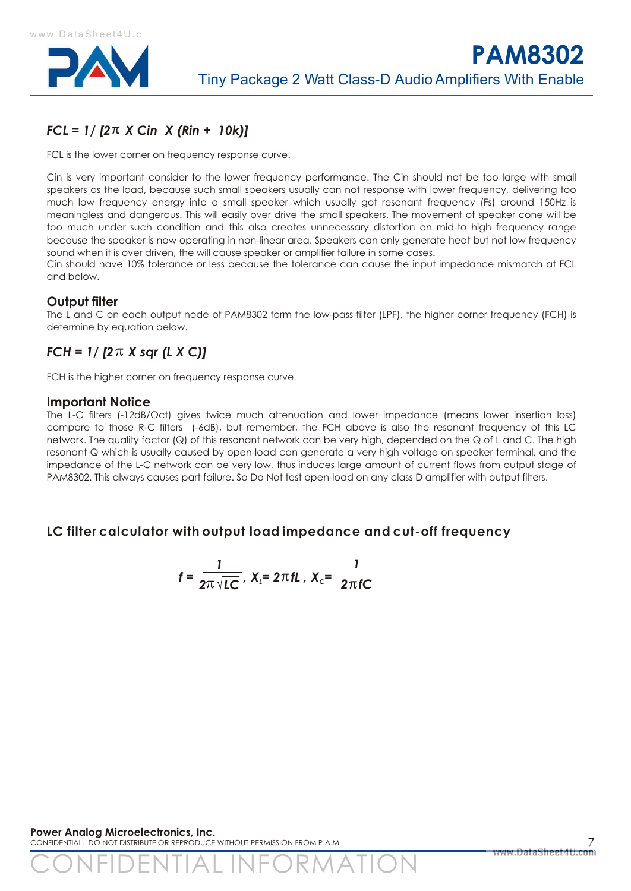### *FCL = 1/ [2π X Cin X (Rin + 10k)]*

FCL is the lower corner on frequency response curve.

Cin is very important consider to the lower frequency performance. The Cin should not be too large with small speakers as the load, because such small speakers usually can not response with lower frequency, delivering too much low frequency energy into a small speaker which usually got resonant frequency (Fs) around 150Hz is meaningless and dangerous. This will easily over drive the small speakers. The movement of speaker cone will be too much under such condition and this also creates unnecessary distortion on mid-to high frequency range because the speaker is now operating in non-linear area. Speakers can only generate heat but not low frequency sound when it is over driven, the will cause speaker or amplifier failure in some cases.
Cin should have 10% tolerance or less because the tolerance can cause the input impedance mismatch at FCL and below.

## Output filter

The L and C on each output node of PAM8302 form the low-pass-filter (LPF), the higher corner frequency (FCH) is determine by equation below.

### *FCH = 1/ [2π X sqr (L X C)]*

FCH is the higher corner on frequency response curve.

## Important Notice

The L-C filters (-12dB/Oct) gives twice much attenuation and lower impedance (means lower insertion loss) compare to those R-C filters (-6dB), but remember, the FCH above is also the resonant frequency of this LC network. The quality factor (Q) of this resonant network can be very high, depended on the Q of L and C. The high resonant Q which is usually caused by open-load can generate a very high voltage on speaker terminal, and the impedance of the L-C network can be very low, thus induces large amount of current flows from output stage of PAM8302. This always causes part failure. So Do Not test open-load on any class D amplifier with output filters.

## LC filter calculator with output load impedance and cut-off frequency

$$f = \frac{1}{2\pi\sqrt{LC}},\ X_L = 2\pi fL,\ X_C = \frac{1}{2\pi fC}$$

**Power Analog Microelectronics, Inc.**
CONFIDENTIAL. DO NOT DISTRIBUTE OR REPRODUCE WITHOUT PERMISSION FROM P.A.M.

CONFIDENTIAL INFORMATION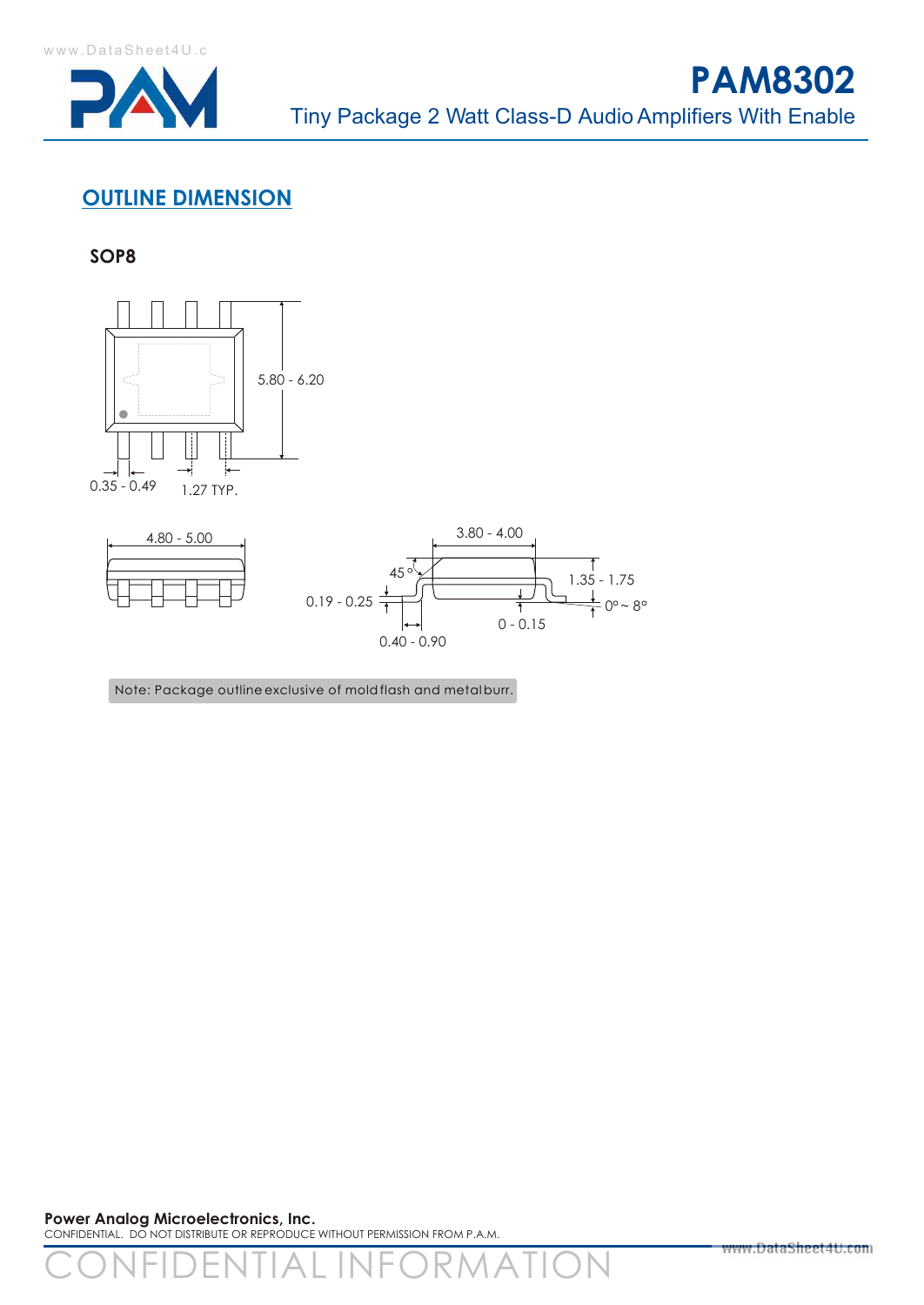## OUTLINE DIMENSION

### SOP8

5.80 - 6.20

0.35 - 0.49

1.27 TYP.

4.80 - 5.00

3.80 - 4.00

45°

1.35 - 1.75

0.19 - 0.25

0° ~ 8°

0 - 0.15

0.40 - 0.90

Note: Package outline exclusive of mold flash and metal burr.

**Power Analog Microelectronics, Inc.**
CONFIDENTIAL. DO NOT DISTRIBUTE OR REPRODUCE WITHOUT PERMISSION FROM P.A.M.

CONFIDENTIAL INFORMATION